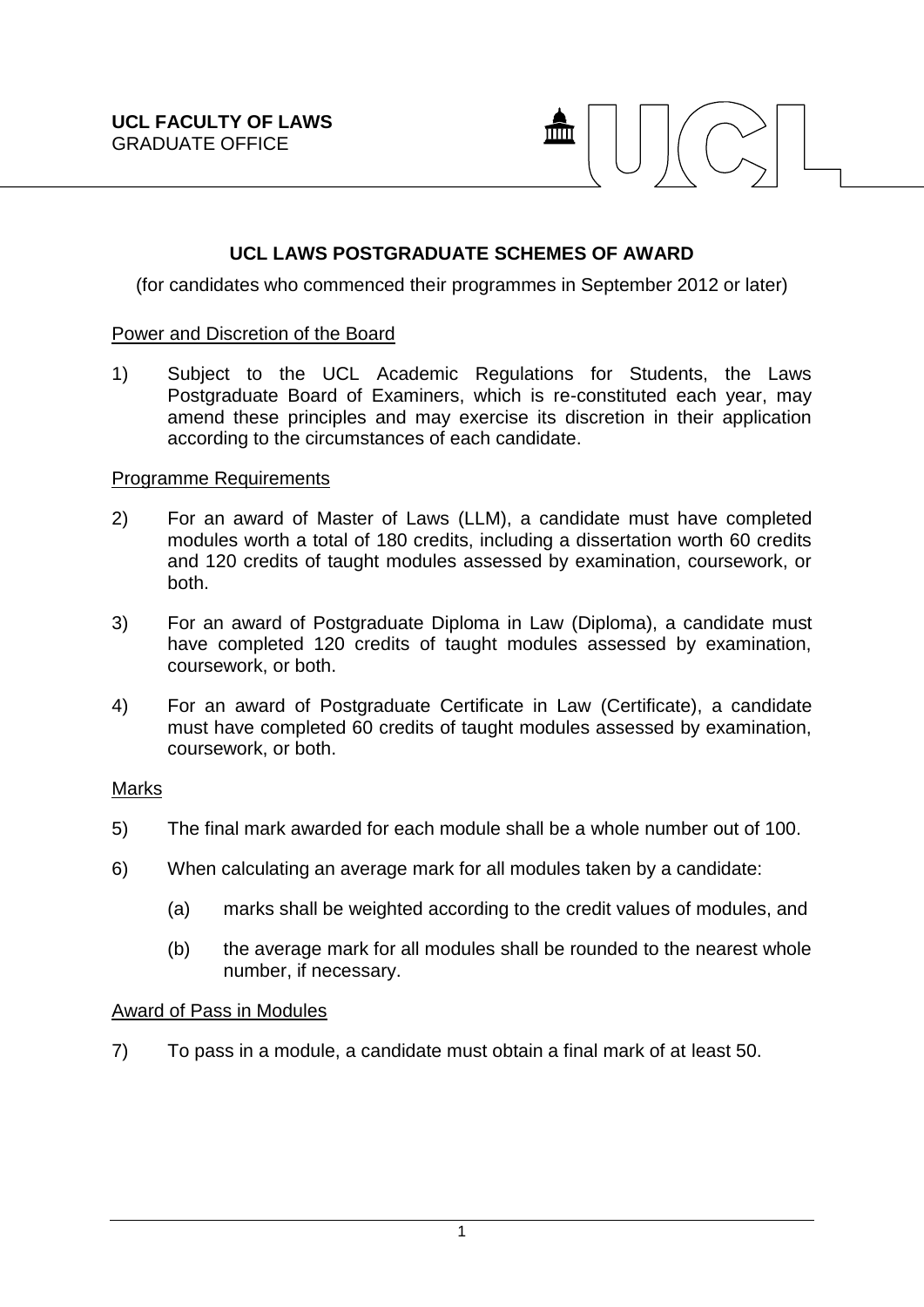**UCL FACULTY OF LAWS**
GRADUATE OFFICE

# UCL LAWS POSTGRADUATE SCHEMES OF AWARD

(for candidates who commenced their programmes in September 2012 or later)

## Power and Discretion of the Board

1) Subject to the UCL Academic Regulations for Students, the Laws Postgraduate Board of Examiners, which is re-constituted each year, may amend these principles and may exercise its discretion in their application according to the circumstances of each candidate.

## Programme Requirements

2) For an award of Master of Laws (LLM), a candidate must have completed modules worth a total of 180 credits, including a dissertation worth 60 credits and 120 credits of taught modules assessed by examination, coursework, or both.

3) For an award of Postgraduate Diploma in Law (Diploma), a candidate must have completed 120 credits of taught modules assessed by examination, coursework, or both.

4) For an award of Postgraduate Certificate in Law (Certificate), a candidate must have completed 60 credits of taught modules assessed by examination, coursework, or both.

## Marks

5) The final mark awarded for each module shall be a whole number out of 100.

6) When calculating an average mark for all modules taken by a candidate:

   (a) marks shall be weighted according to the credit values of modules, and

   (b) the average mark for all modules shall be rounded to the nearest whole number, if necessary.

## Award of Pass in Modules

7) To pass in a module, a candidate must obtain a final mark of at least 50.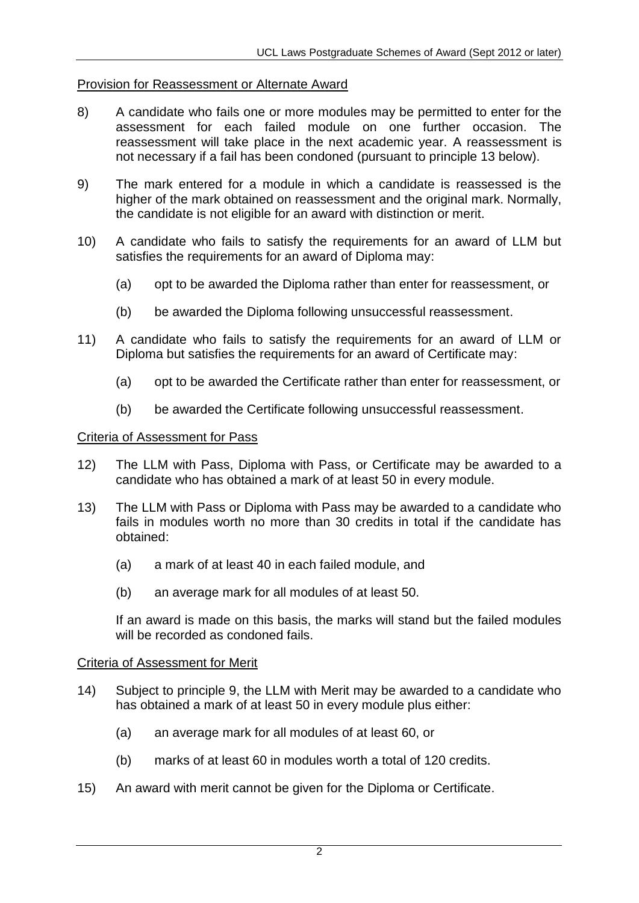Provision for Reassessment or Alternate Award

8) A candidate who fails one or more modules may be permitted to enter for the assessment for each failed module on one further occasion. The reassessment will take place in the next academic year. A reassessment is not necessary if a fail has been condoned (pursuant to principle 13 below).

9) The mark entered for a module in which a candidate is reassessed is the higher of the mark obtained on reassessment and the original mark. Normally, the candidate is not eligible for an award with distinction or merit.

10) A candidate who fails to satisfy the requirements for an award of LLM but satisfies the requirements for an award of Diploma may:

   (a) opt to be awarded the Diploma rather than enter for reassessment, or

   (b) be awarded the Diploma following unsuccessful reassessment.

11) A candidate who fails to satisfy the requirements for an award of LLM or Diploma but satisfies the requirements for an award of Certificate may:

   (a) opt to be awarded the Certificate rather than enter for reassessment, or

   (b) be awarded the Certificate following unsuccessful reassessment.

Criteria of Assessment for Pass

12) The LLM with Pass, Diploma with Pass, or Certificate may be awarded to a candidate who has obtained a mark of at least 50 in every module.

13) The LLM with Pass or Diploma with Pass may be awarded to a candidate who fails in modules worth no more than 30 credits in total if the candidate has obtained:

   (a) a mark of at least 40 in each failed module, and

   (b) an average mark for all modules of at least 50.

   If an award is made on this basis, the marks will stand but the failed modules will be recorded as condoned fails.

Criteria of Assessment for Merit

14) Subject to principle 9, the LLM with Merit may be awarded to a candidate who has obtained a mark of at least 50 in every module plus either:

   (a) an average mark for all modules of at least 60, or

   (b) marks of at least 60 in modules worth a total of 120 credits.

15) An award with merit cannot be given for the Diploma or Certificate.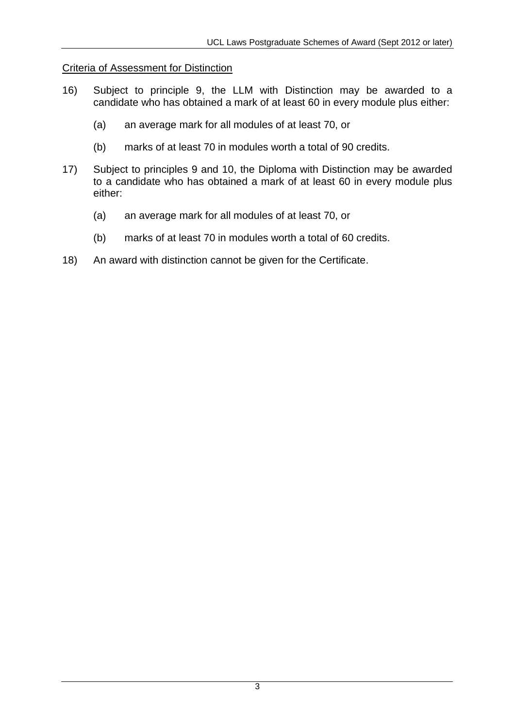Criteria of Assessment for Distinction

16) Subject to principle 9, the LLM with Distinction may be awarded to a candidate who has obtained a mark of at least 60 in every module plus either:

    (a) an average mark for all modules of at least 70, or

    (b) marks of at least 70 in modules worth a total of 90 credits.

17) Subject to principles 9 and 10, the Diploma with Distinction may be awarded to a candidate who has obtained a mark of at least 60 in every module plus either:

    (a) an average mark for all modules of at least 70, or

    (b) marks of at least 70 in modules worth a total of 60 credits.

18) An award with distinction cannot be given for the Certificate.